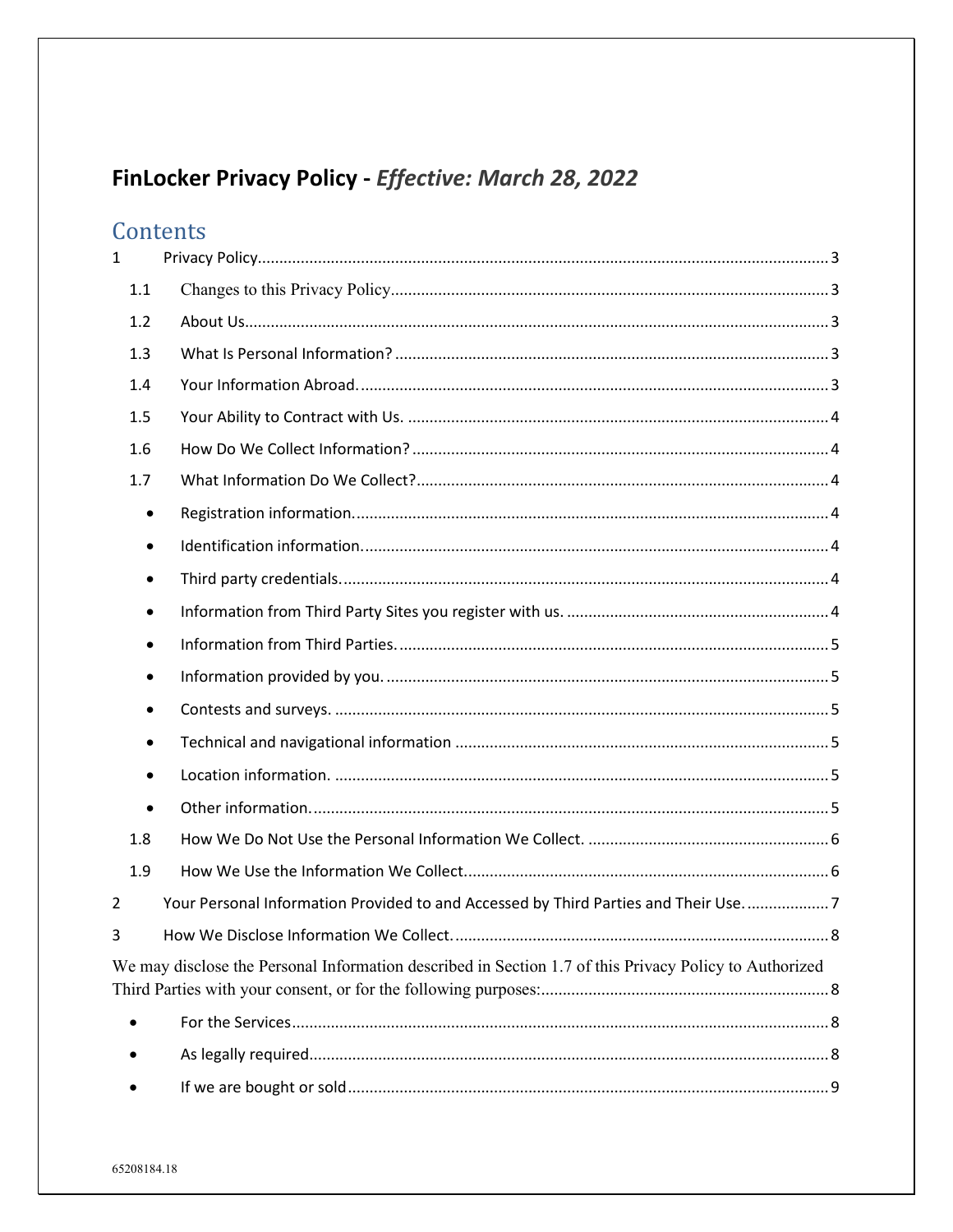# FinLocker Privacy Policy - *Effective: March 28, 2022*

## Contents

1 Privacy Policy....................................................................................................................3

- 1.1 Changes to this Privacy Policy....................................................................................3
- 1.2 About Us.......................................................................................................................3
- 1.3 What Is Personal Information?....................................................................................3
- 1.4 Your Information Abroad.............................................................................................3
- 1.5 Your Ability to Contract with Us.................................................................................4
- 1.6 How Do We Collect Information?...............................................................................4
- 1.7 What Information Do We Collect?..............................................................................4
  - Registration information.............................................................................................4
  - Identification information...........................................................................................4
  - Third party credentials................................................................................................4
  - Information from Third Party Sites you register with us............................................4
  - Information from Third Parties...................................................................................5
  - Information provided by you.......................................................................................5
  - Contests and surveys...................................................................................................5
  - Technical and navigational information......................................................................5
  - Location information....................................................................................................5
  - Other information........................................................................................................5
- 1.8 How We Do Not Use the Personal Information We Collect.........................................6
- 1.9 How We Use the Information We Collect....................................................................6

2 Your Personal Information Provided to and Accessed by Third Parties and Their Use...................7

3 How We Disclose Information We Collect.......................................................................8

We may disclose the Personal Information described in Section 1.7 of this Privacy Policy to Authorized Third Parties with your consent, or for the following purposes:..................................................................8

- For the Services...........................................................................................................8
- As legally required.......................................................................................................8
- If we are bought or sold...............................................................................................9

65208184.18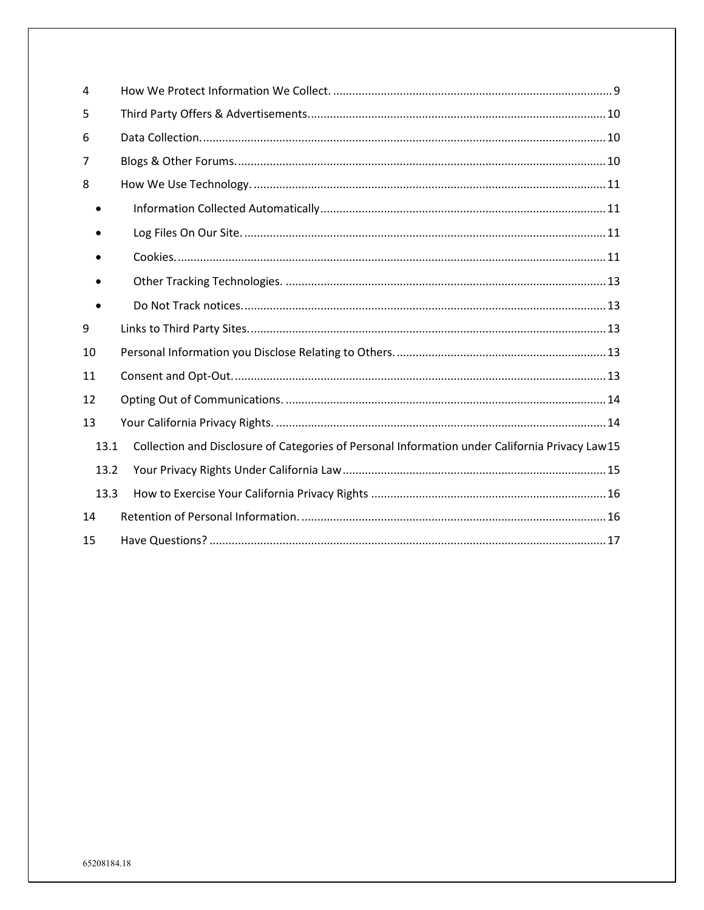4 How We Protect Information We Collect. 9

5 Third Party Offers & Advertisements. 10

6 Data Collection. 10

7 Blogs & Other Forums. 10

8 How We Use Technology. 11

- Information Collected Automatically 11
- Log Files On Our Site. 11
- Cookies. 11
- Other Tracking Technologies. 13
- Do Not Track notices. 13

9 Links to Third Party Sites. 13

10 Personal Information you Disclose Relating to Others. 13

11 Consent and Opt-Out. 13

12 Opting Out of Communications. 14

13 Your California Privacy Rights. 14

13.1 Collection and Disclosure of Categories of Personal Information under California Privacy Law 15

13.2 Your Privacy Rights Under California Law 15

13.3 How to Exercise Your California Privacy Rights 16

14 Retention of Personal Information. 16

15 Have Questions? 17

65208184.18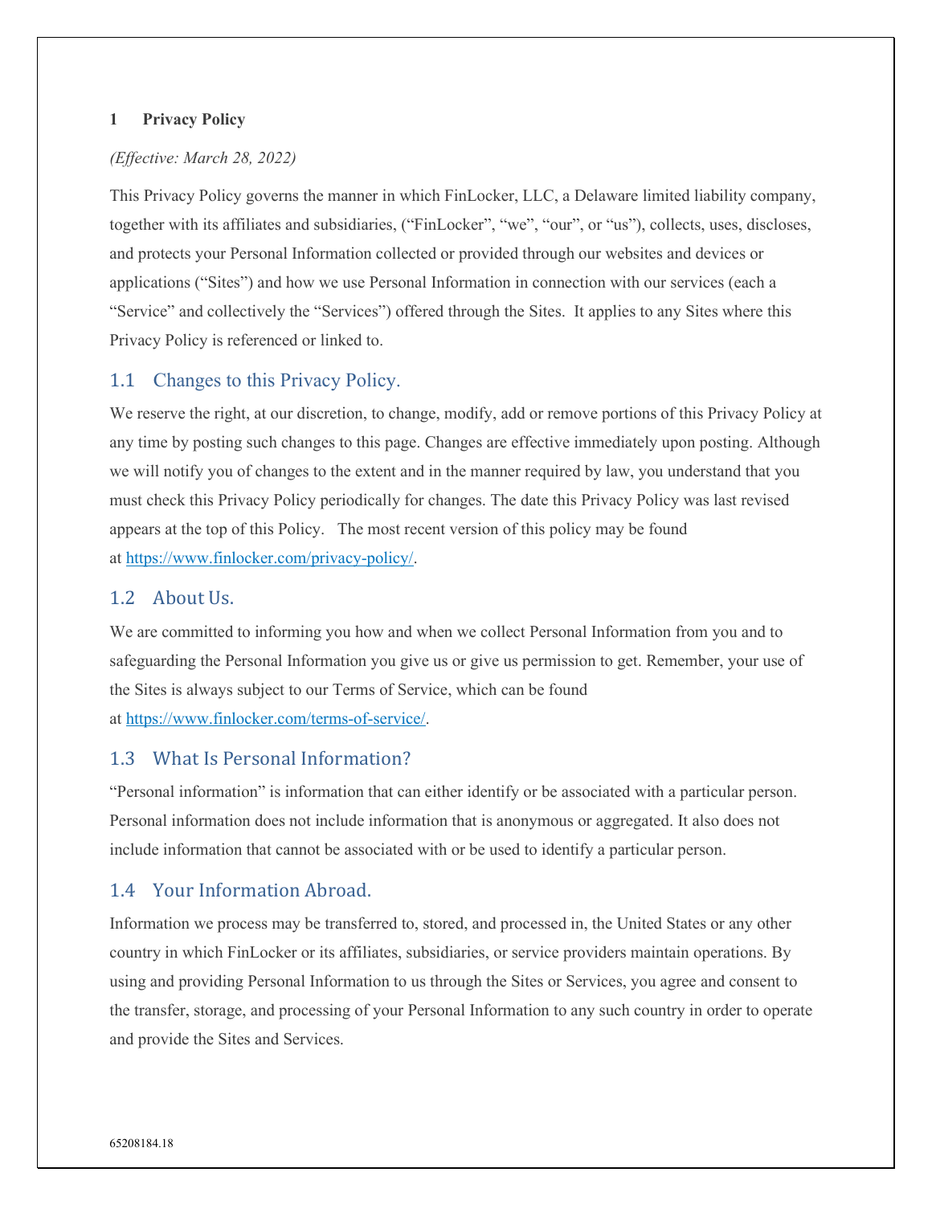# 1 Privacy Policy

*(Effective: March 28, 2022)*

This Privacy Policy governs the manner in which FinLocker, LLC, a Delaware limited liability company, together with its affiliates and subsidiaries, ("FinLocker", "we", "our", or "us"), collects, uses, discloses, and protects your Personal Information collected or provided through our websites and devices or applications ("Sites") and how we use Personal Information in connection with our services (each a "Service" and collectively the "Services") offered through the Sites. It applies to any Sites where this Privacy Policy is referenced or linked to.

## 1.1 Changes to this Privacy Policy.

We reserve the right, at our discretion, to change, modify, add or remove portions of this Privacy Policy at any time by posting such changes to this page. Changes are effective immediately upon posting. Although we will notify you of changes to the extent and in the manner required by law, you understand that you must check this Privacy Policy periodically for changes. The date this Privacy Policy was last revised appears at the top of this Policy. The most recent version of this policy may be found at https://www.finlocker.com/privacy-policy/.

## 1.2 About Us.

We are committed to informing you how and when we collect Personal Information from you and to safeguarding the Personal Information you give us or give us permission to get. Remember, your use of the Sites is always subject to our Terms of Service, which can be found at https://www.finlocker.com/terms-of-service/.

## 1.3 What Is Personal Information?

"Personal information" is information that can either identify or be associated with a particular person. Personal information does not include information that is anonymous or aggregated. It also does not include information that cannot be associated with or be used to identify a particular person.

## 1.4 Your Information Abroad.

Information we process may be transferred to, stored, and processed in, the United States or any other country in which FinLocker or its affiliates, subsidiaries, or service providers maintain operations. By using and providing Personal Information to us through the Sites or Services, you agree and consent to the transfer, storage, and processing of your Personal Information to any such country in order to operate and provide the Sites and Services.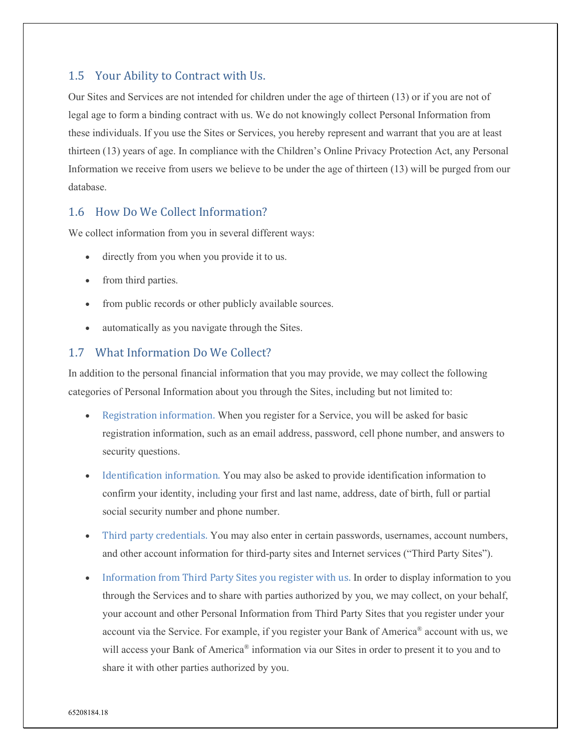### 1.5 Your Ability to Contract with Us.

Our Sites and Services are not intended for children under the age of thirteen (13) or if you are not of legal age to form a binding contract with us. We do not knowingly collect Personal Information from these individuals. If you use the Sites or Services, you hereby represent and warrant that you are at least thirteen (13) years of age. In compliance with the Children's Online Privacy Protection Act, any Personal Information we receive from users we believe to be under the age of thirteen (13) will be purged from our database.

### 1.6 How Do We Collect Information?

We collect information from you in several different ways:

- directly from you when you provide it to us.
- from third parties.
- from public records or other publicly available sources.
- automatically as you navigate through the Sites.

### 1.7 What Information Do We Collect?

In addition to the personal financial information that you may provide, we may collect the following categories of Personal Information about you through the Sites, including but not limited to:

- Registration information. When you register for a Service, you will be asked for basic registration information, such as an email address, password, cell phone number, and answers to security questions.
- Identification information. You may also be asked to provide identification information to confirm your identity, including your first and last name, address, date of birth, full or partial social security number and phone number.
- Third party credentials. You may also enter in certain passwords, usernames, account numbers, and other account information for third-party sites and Internet services ("Third Party Sites").
- Information from Third Party Sites you register with us. In order to display information to you through the Services and to share with parties authorized by you, we may collect, on your behalf, your account and other Personal Information from Third Party Sites that you register under your account via the Service. For example, if you register your Bank of America® account with us, we will access your Bank of America® information via our Sites in order to present it to you and to share it with other parties authorized by you.

65208184.18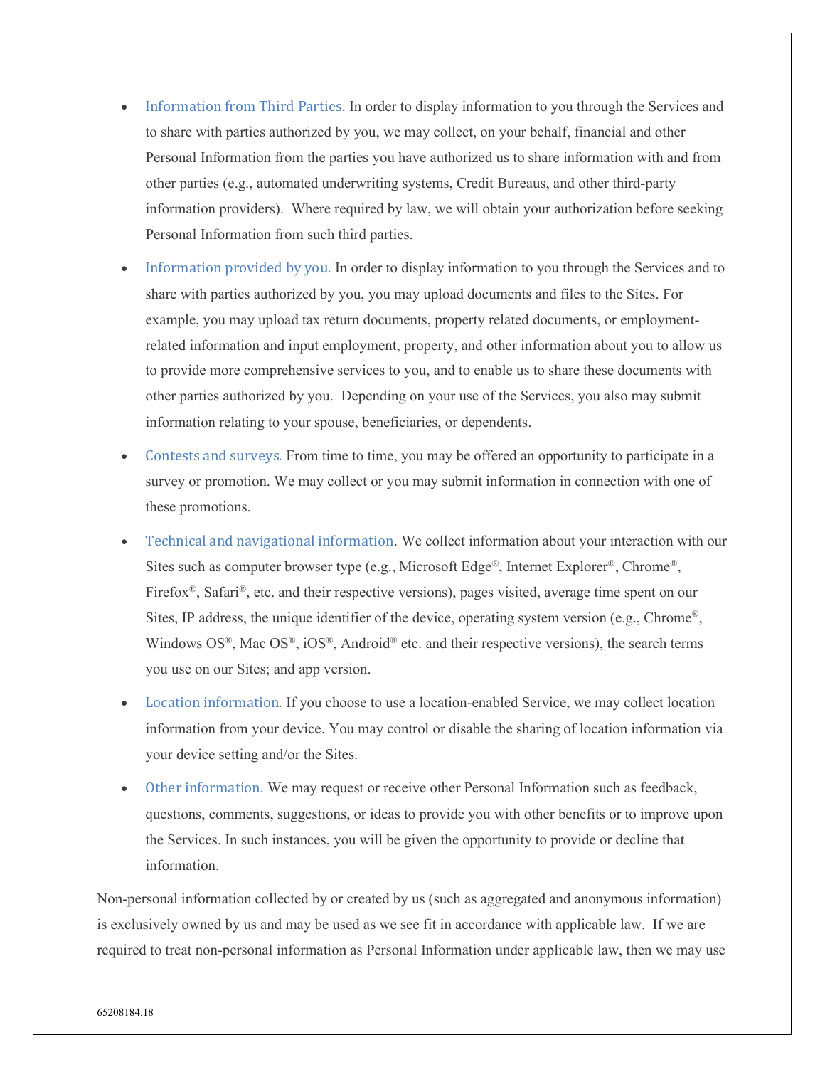- Information from Third Parties. In order to display information to you through the Services and to share with parties authorized by you, we may collect, on your behalf, financial and other Personal Information from the parties you have authorized us to share information with and from other parties (e.g., automated underwriting systems, Credit Bureaus, and other third-party information providers). Where required by law, we will obtain your authorization before seeking Personal Information from such third parties.
- Information provided by you. In order to display information to you through the Services and to share with parties authorized by you, you may upload documents and files to the Sites. For example, you may upload tax return documents, property related documents, or employment-related information and input employment, property, and other information about you to allow us to provide more comprehensive services to you, and to enable us to share these documents with other parties authorized by you. Depending on your use of the Services, you also may submit information relating to your spouse, beneficiaries, or dependents.
- Contests and surveys. From time to time, you may be offered an opportunity to participate in a survey or promotion. We may collect or you may submit information in connection with one of these promotions.
- Technical and navigational information. We collect information about your interaction with our Sites such as computer browser type (e.g., Microsoft Edge®, Internet Explorer®, Chrome®, Firefox®, Safari®, etc. and their respective versions), pages visited, average time spent on our Sites, IP address, the unique identifier of the device, operating system version (e.g., Chrome®, Windows OS®, Mac OS®, iOS®, Android® etc. and their respective versions), the search terms you use on our Sites; and app version.
- Location information. If you choose to use a location-enabled Service, we may collect location information from your device. You may control or disable the sharing of location information via your device setting and/or the Sites.
- Other information. We may request or receive other Personal Information such as feedback, questions, comments, suggestions, or ideas to provide you with other benefits or to improve upon the Services. In such instances, you will be given the opportunity to provide or decline that information.

Non-personal information collected by or created by us (such as aggregated and anonymous information) is exclusively owned by us and may be used as we see fit in accordance with applicable law. If we are required to treat non-personal information as Personal Information under applicable law, then we may use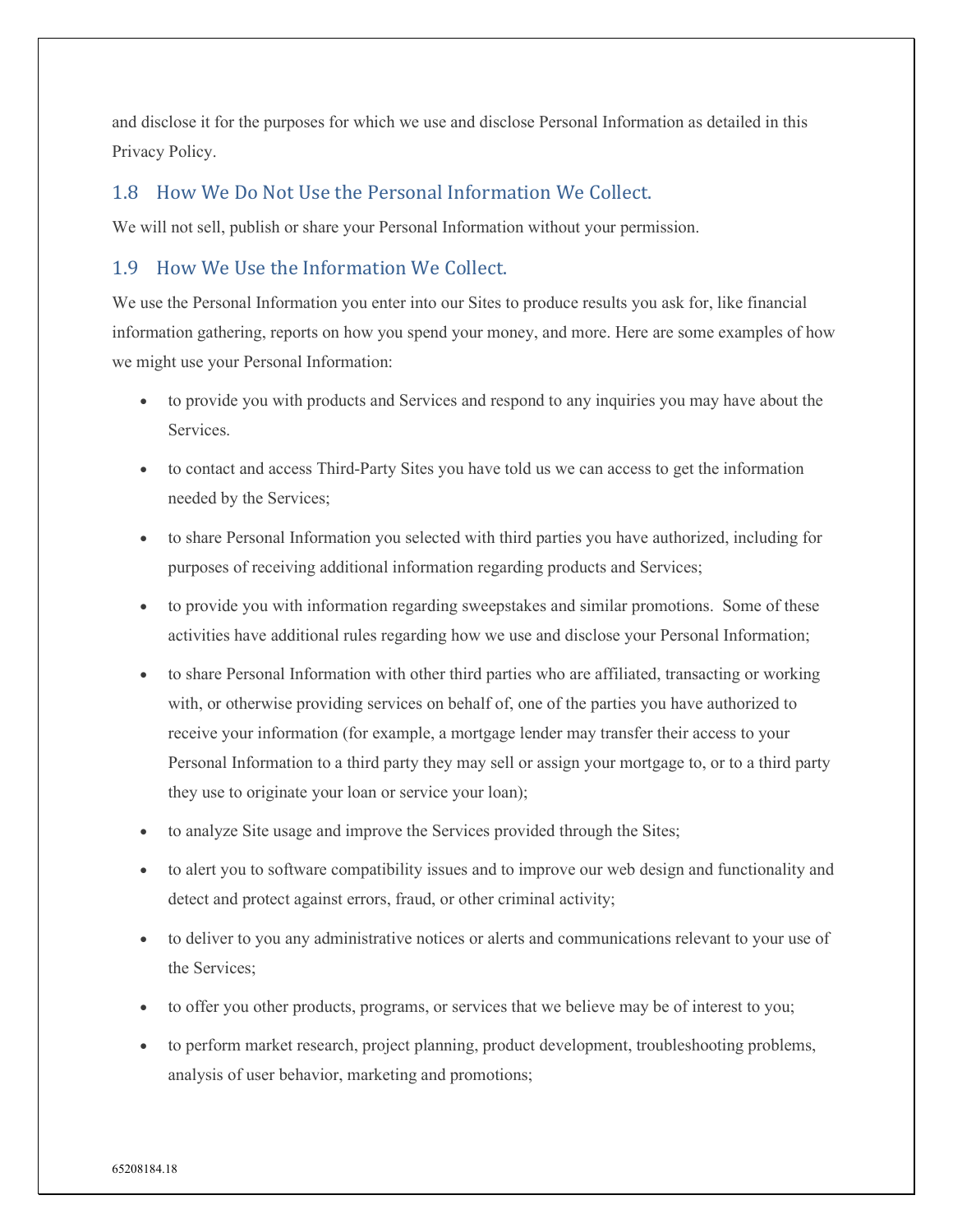and disclose it for the purposes for which we use and disclose Personal Information as detailed in this Privacy Policy.

### 1.8 How We Do Not Use the Personal Information We Collect.

We will not sell, publish or share your Personal Information without your permission.

### 1.9 How We Use the Information We Collect.

We use the Personal Information you enter into our Sites to produce results you ask for, like financial information gathering, reports on how you spend your money, and more. Here are some examples of how we might use your Personal Information:

- to provide you with products and Services and respond to any inquiries you may have about the Services.
- to contact and access Third-Party Sites you have told us we can access to get the information needed by the Services;
- to share Personal Information you selected with third parties you have authorized, including for purposes of receiving additional information regarding products and Services;
- to provide you with information regarding sweepstakes and similar promotions. Some of these activities have additional rules regarding how we use and disclose your Personal Information;
- to share Personal Information with other third parties who are affiliated, transacting or working with, or otherwise providing services on behalf of, one of the parties you have authorized to receive your information (for example, a mortgage lender may transfer their access to your Personal Information to a third party they may sell or assign your mortgage to, or to a third party they use to originate your loan or service your loan);
- to analyze Site usage and improve the Services provided through the Sites;
- to alert you to software compatibility issues and to improve our web design and functionality and detect and protect against errors, fraud, or other criminal activity;
- to deliver to you any administrative notices or alerts and communications relevant to your use of the Services;
- to offer you other products, programs, or services that we believe may be of interest to you;
- to perform market research, project planning, product development, troubleshooting problems, analysis of user behavior, marketing and promotions;

65208184.18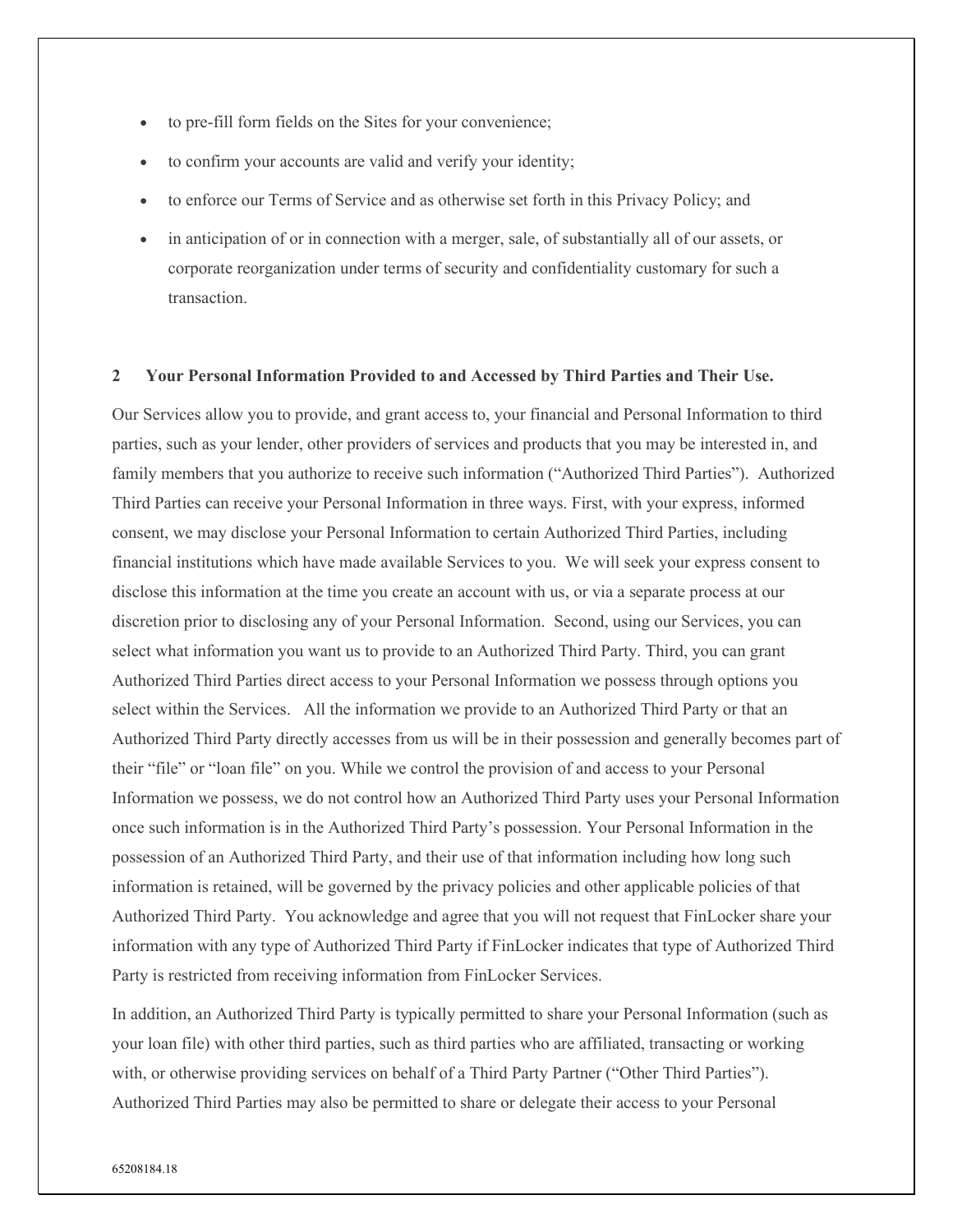- to pre-fill form fields on the Sites for your convenience;
- to confirm your accounts are valid and verify your identity;
- to enforce our Terms of Service and as otherwise set forth in this Privacy Policy; and
- in anticipation of or in connection with a merger, sale, of substantially all of our assets, or corporate reorganization under terms of security and confidentiality customary for such a transaction.

## 2 Your Personal Information Provided to and Accessed by Third Parties and Their Use.

Our Services allow you to provide, and grant access to, your financial and Personal Information to third parties, such as your lender, other providers of services and products that you may be interested in, and family members that you authorize to receive such information ("Authorized Third Parties"). Authorized Third Parties can receive your Personal Information in three ways. First, with your express, informed consent, we may disclose your Personal Information to certain Authorized Third Parties, including financial institutions which have made available Services to you. We will seek your express consent to disclose this information at the time you create an account with us, or via a separate process at our discretion prior to disclosing any of your Personal Information. Second, using our Services, you can select what information you want us to provide to an Authorized Third Party. Third, you can grant Authorized Third Parties direct access to your Personal Information we possess through options you select within the Services. All the information we provide to an Authorized Third Party or that an Authorized Third Party directly accesses from us will be in their possession and generally becomes part of their "file" or "loan file" on you. While we control the provision of and access to your Personal Information we possess, we do not control how an Authorized Third Party uses your Personal Information once such information is in the Authorized Third Party's possession. Your Personal Information in the possession of an Authorized Third Party, and their use of that information including how long such information is retained, will be governed by the privacy policies and other applicable policies of that Authorized Third Party. You acknowledge and agree that you will not request that FinLocker share your information with any type of Authorized Third Party if FinLocker indicates that type of Authorized Third Party is restricted from receiving information from FinLocker Services.

In addition, an Authorized Third Party is typically permitted to share your Personal Information (such as your loan file) with other third parties, such as third parties who are affiliated, transacting or working with, or otherwise providing services on behalf of a Third Party Partner ("Other Third Parties"). Authorized Third Parties may also be permitted to share or delegate their access to your Personal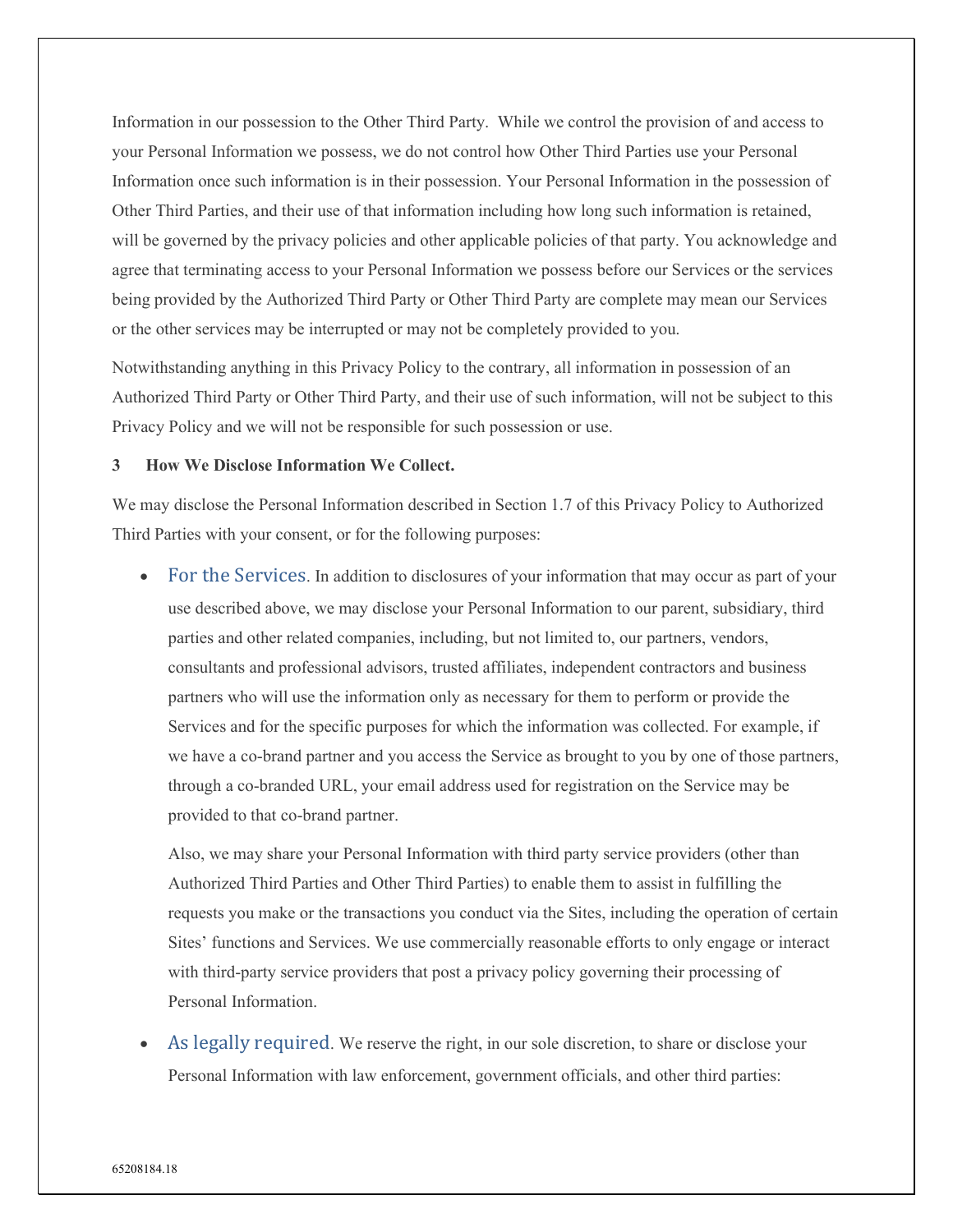Information in our possession to the Other Third Party. While we control the provision of and access to your Personal Information we possess, we do not control how Other Third Parties use your Personal Information once such information is in their possession. Your Personal Information in the possession of Other Third Parties, and their use of that information including how long such information is retained, will be governed by the privacy policies and other applicable policies of that party. You acknowledge and agree that terminating access to your Personal Information we possess before our Services or the services being provided by the Authorized Third Party or Other Third Party are complete may mean our Services or the other services may be interrupted or may not be completely provided to you.

Notwithstanding anything in this Privacy Policy to the contrary, all information in possession of an Authorized Third Party or Other Third Party, and their use of such information, will not be subject to this Privacy Policy and we will not be responsible for such possession or use.

**3 How We Disclose Information We Collect.**

We may disclose the Personal Information described in Section 1.7 of this Privacy Policy to Authorized Third Parties with your consent, or for the following purposes:

- For the Services. In addition to disclosures of your information that may occur as part of your use described above, we may disclose your Personal Information to our parent, subsidiary, third parties and other related companies, including, but not limited to, our partners, vendors, consultants and professional advisors, trusted affiliates, independent contractors and business partners who will use the information only as necessary for them to perform or provide the Services and for the specific purposes for which the information was collected. For example, if we have a co-brand partner and you access the Service as brought to you by one of those partners, through a co-branded URL, your email address used for registration on the Service may be provided to that co-brand partner.

  Also, we may share your Personal Information with third party service providers (other than Authorized Third Parties and Other Third Parties) to enable them to assist in fulfilling the requests you make or the transactions you conduct via the Sites, including the operation of certain Sites' functions and Services. We use commercially reasonable efforts to only engage or interact with third-party service providers that post a privacy policy governing their processing of Personal Information.

- As legally required. We reserve the right, in our sole discretion, to share or disclose your Personal Information with law enforcement, government officials, and other third parties: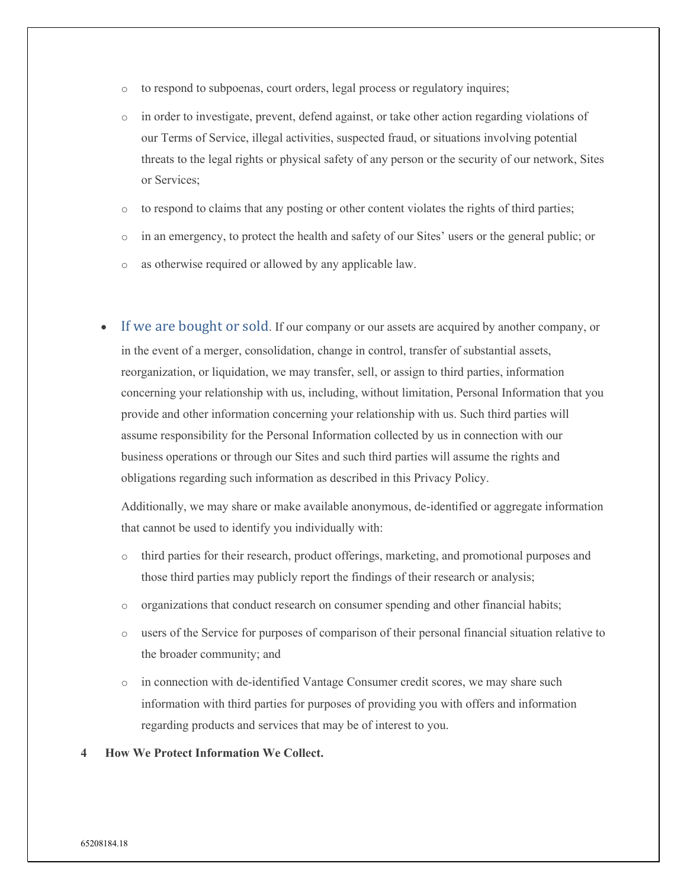- to respond to subpoenas, court orders, legal process or regulatory inquires;
- in order to investigate, prevent, defend against, or take other action regarding violations of our Terms of Service, illegal activities, suspected fraud, or situations involving potential threats to the legal rights or physical safety of any person or the security of our network, Sites or Services;
- to respond to claims that any posting or other content violates the rights of third parties;
- in an emergency, to protect the health and safety of our Sites' users or the general public; or
- as otherwise required or allowed by any applicable law.

- **If we are bought or sold**. If our company or our assets are acquired by another company, or in the event of a merger, consolidation, change in control, transfer of substantial assets, reorganization, or liquidation, we may transfer, sell, or assign to third parties, information concerning your relationship with us, including, without limitation, Personal Information that you provide and other information concerning your relationship with us. Such third parties will assume responsibility for the Personal Information collected by us in connection with our business operations or through our Sites and such third parties will assume the rights and obligations regarding such information as described in this Privacy Policy.

  Additionally, we may share or make available anonymous, de-identified or aggregate information that cannot be used to identify you individually with:

  - third parties for their research, product offerings, marketing, and promotional purposes and those third parties may publicly report the findings of their research or analysis;
  - organizations that conduct research on consumer spending and other financial habits;
  - users of the Service for purposes of comparison of their personal financial situation relative to the broader community; and
  - in connection with de-identified Vantage Consumer credit scores, we may share such information with third parties for purposes of providing you with offers and information regarding products and services that may be of interest to you.

## 4 How We Protect Information We Collect.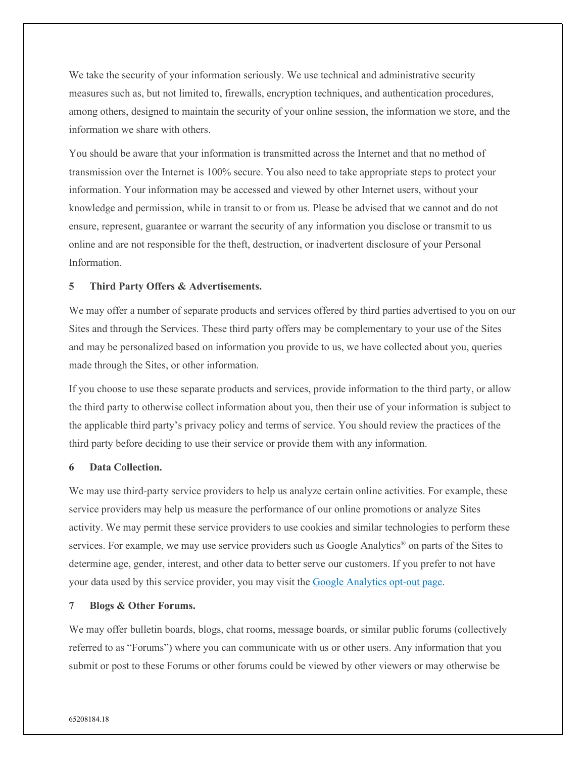We take the security of your information seriously. We use technical and administrative security measures such as, but not limited to, firewalls, encryption techniques, and authentication procedures, among others, designed to maintain the security of your online session, the information we store, and the information we share with others.

You should be aware that your information is transmitted across the Internet and that no method of transmission over the Internet is 100% secure. You also need to take appropriate steps to protect your information. Your information may be accessed and viewed by other Internet users, without your knowledge and permission, while in transit to or from us. Please be advised that we cannot and do not ensure, represent, guarantee or warrant the security of any information you disclose or transmit to us online and are not responsible for the theft, destruction, or inadvertent disclosure of your Personal Information.

**5 Third Party Offers & Advertisements.**

We may offer a number of separate products and services offered by third parties advertised to you on our Sites and through the Services. These third party offers may be complementary to your use of the Sites and may be personalized based on information you provide to us, we have collected about you, queries made through the Sites, or other information.

If you choose to use these separate products and services, provide information to the third party, or allow the third party to otherwise collect information about you, then their use of your information is subject to the applicable third party's privacy policy and terms of service. You should review the practices of the third party before deciding to use their service or provide them with any information.

**6 Data Collection.**

We may use third-party service providers to help us analyze certain online activities. For example, these service providers may help us measure the performance of our online promotions or analyze Sites activity. We may permit these service providers to use cookies and similar technologies to perform these services. For example, we may use service providers such as Google Analytics® on parts of the Sites to determine age, gender, interest, and other data to better serve our customers. If you prefer to not have your data used by this service provider, you may visit the Google Analytics opt-out page.

**7 Blogs & Other Forums.**

We may offer bulletin boards, blogs, chat rooms, message boards, or similar public forums (collectively referred to as "Forums") where you can communicate with us or other users. Any information that you submit or post to these Forums or other forums could be viewed by other viewers or may otherwise be

65208184.18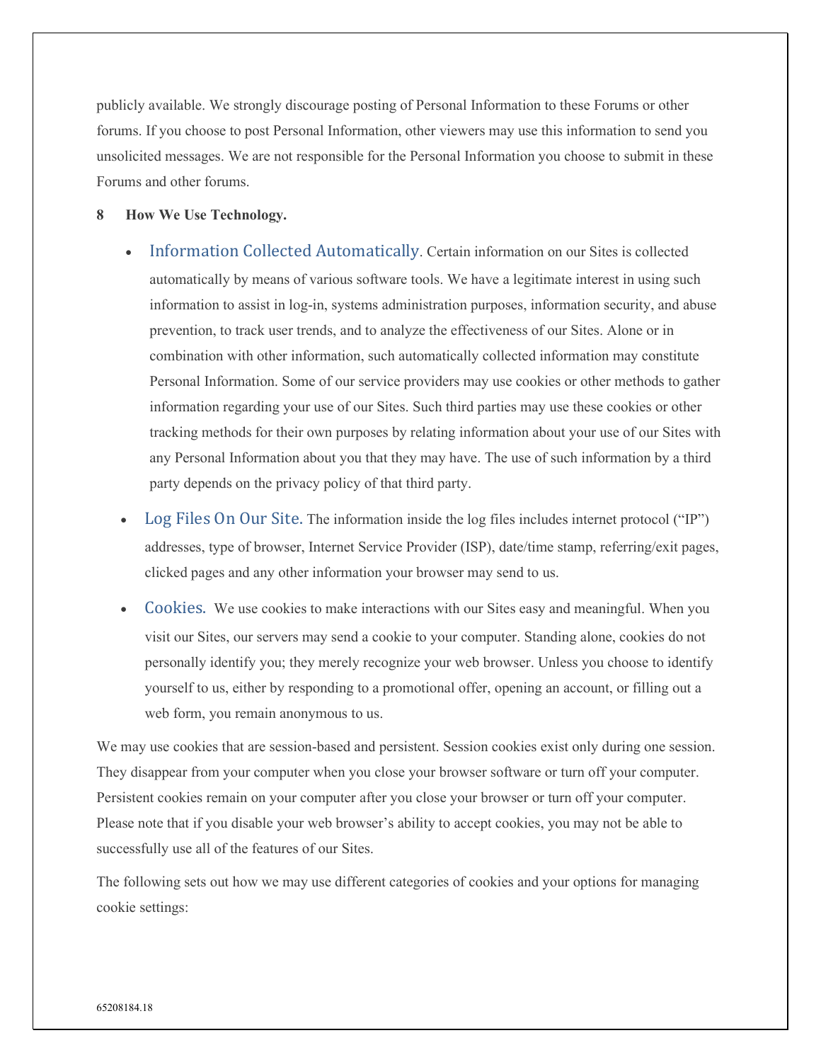publicly available. We strongly discourage posting of Personal Information to these Forums or other forums. If you choose to post Personal Information, other viewers may use this information to send you unsolicited messages. We are not responsible for the Personal Information you choose to submit in these Forums and other forums.

**8 How We Use Technology.**

- **Information Collected Automatically**. Certain information on our Sites is collected automatically by means of various software tools. We have a legitimate interest in using such information to assist in log-in, systems administration purposes, information security, and abuse prevention, to track user trends, and to analyze the effectiveness of our Sites. Alone or in combination with other information, such automatically collected information may constitute Personal Information. Some of our service providers may use cookies or other methods to gather information regarding your use of our Sites. Such third parties may use these cookies or other tracking methods for their own purposes by relating information about your use of our Sites with any Personal Information about you that they may have. The use of such information by a third party depends on the privacy policy of that third party.
- **Log Files On Our Site.** The information inside the log files includes internet protocol ("IP") addresses, type of browser, Internet Service Provider (ISP), date/time stamp, referring/exit pages, clicked pages and any other information your browser may send to us.
- **Cookies.** We use cookies to make interactions with our Sites easy and meaningful. When you visit our Sites, our servers may send a cookie to your computer. Standing alone, cookies do not personally identify you; they merely recognize your web browser. Unless you choose to identify yourself to us, either by responding to a promotional offer, opening an account, or filling out a web form, you remain anonymous to us.

We may use cookies that are session-based and persistent. Session cookies exist only during one session. They disappear from your computer when you close your browser software or turn off your computer. Persistent cookies remain on your computer after you close your browser or turn off your computer. Please note that if you disable your web browser's ability to accept cookies, you may not be able to successfully use all of the features of our Sites.

The following sets out how we may use different categories of cookies and your options for managing cookie settings: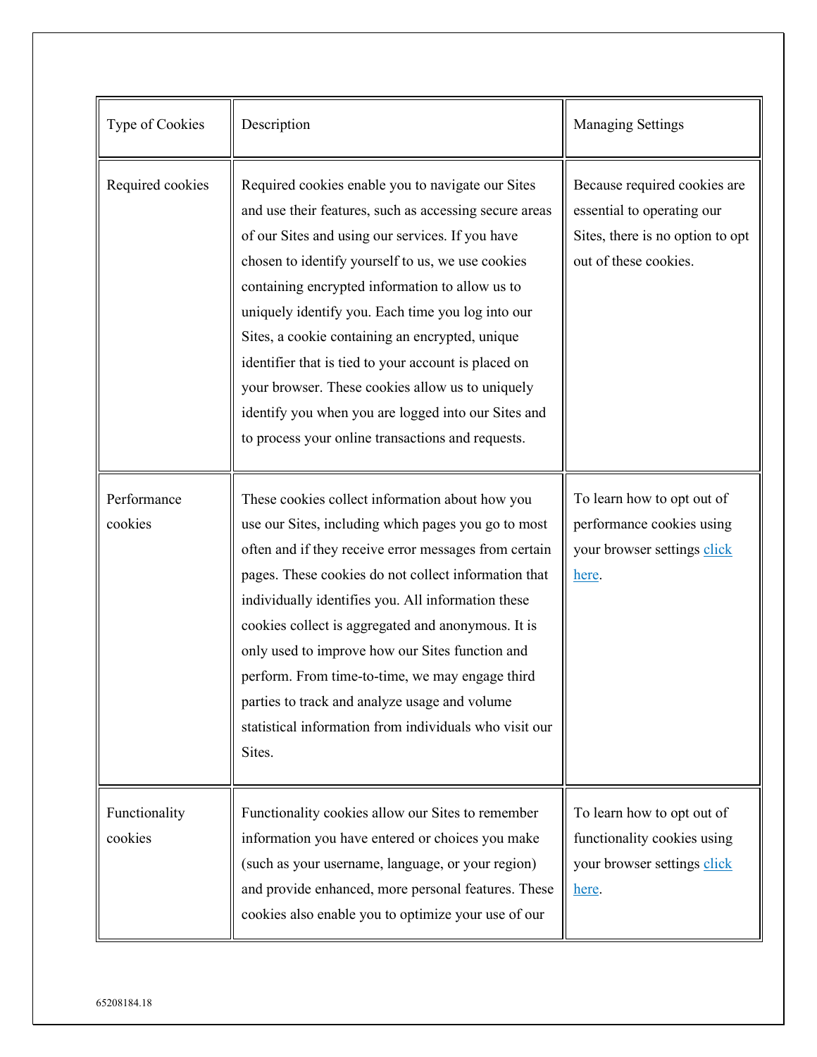| Type of Cookies | Description | Managing Settings |
|---|---|---|
| Required cookies | Required cookies enable you to navigate our Sites and use their features, such as accessing secure areas of our Sites and using our services. If you have chosen to identify yourself to us, we use cookies containing encrypted information to allow us to uniquely identify you. Each time you log into our Sites, a cookie containing an encrypted, unique identifier that is tied to your account is placed on your browser. These cookies allow us to uniquely identify you when you are logged into our Sites and to process your online transactions and requests. | Because required cookies are essential to operating our Sites, there is no option to opt out of these cookies. |
| Performance cookies | These cookies collect information about how you use our Sites, including which pages you go to most often and if they receive error messages from certain pages. These cookies do not collect information that individually identifies you. All information these cookies collect is aggregated and anonymous. It is only used to improve how our Sites function and perform. From time-to-time, we may engage third parties to track and analyze usage and volume statistical information from individuals who visit our Sites. | To learn how to opt out of performance cookies using your browser settings click here. |
| Functionality cookies | Functionality cookies allow our Sites to remember information you have entered or choices you make (such as your username, language, or your region) and provide enhanced, more personal features. These cookies also enable you to optimize your use of our | To learn how to opt out of functionality cookies using your browser settings click here. |

65208184.18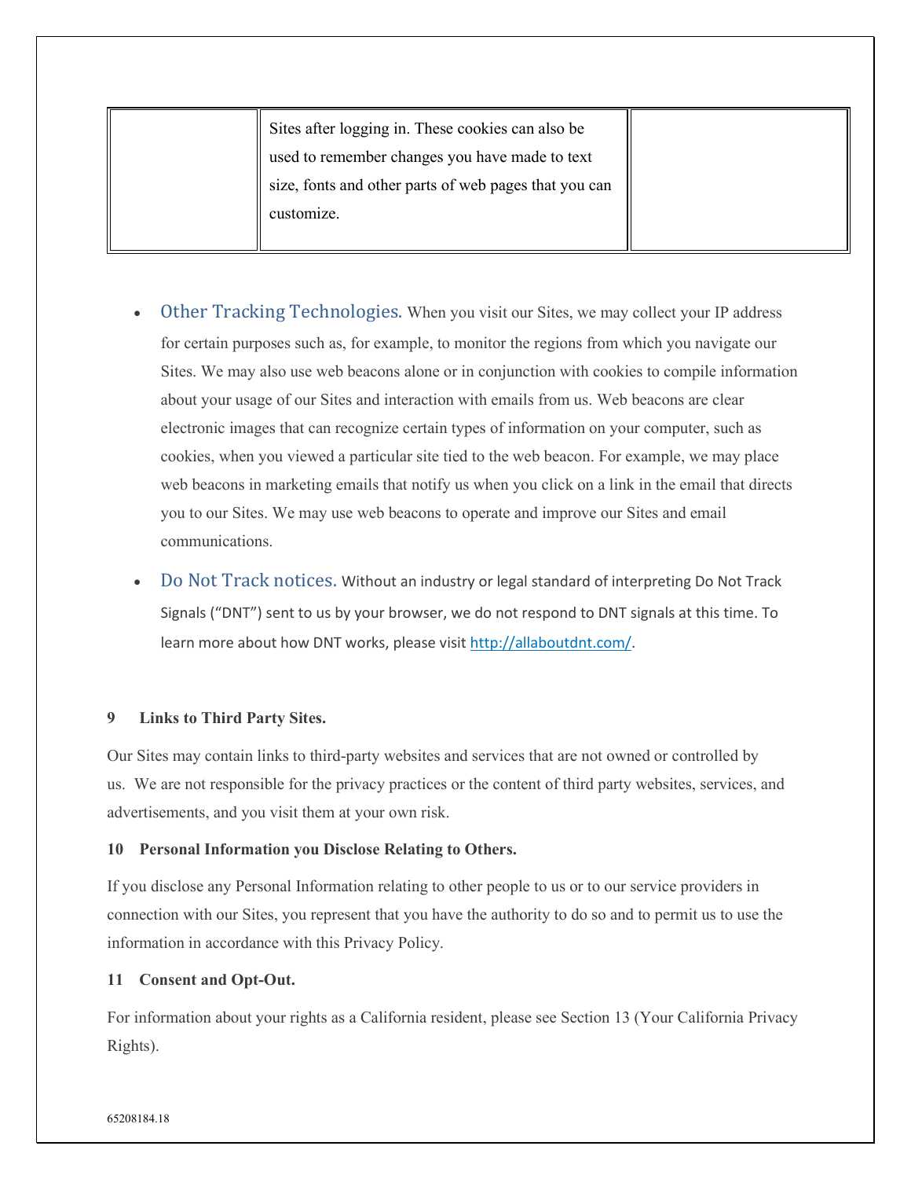|  | Sites after logging in. These cookies can also be used to remember changes you have made to text size, fonts and other parts of web pages that you can customize. |  |
|---|---|---|

- **Other Tracking Technologies.** When you visit our Sites, we may collect your IP address for certain purposes such as, for example, to monitor the regions from which you navigate our Sites. We may also use web beacons alone or in conjunction with cookies to compile information about your usage of our Sites and interaction with emails from us. Web beacons are clear electronic images that can recognize certain types of information on your computer, such as cookies, when you viewed a particular site tied to the web beacon. For example, we may place web beacons in marketing emails that notify us when you click on a link in the email that directs you to our Sites. We may use web beacons to operate and improve our Sites and email communications.
- **Do Not Track notices.** Without an industry or legal standard of interpreting Do Not Track Signals ("DNT") sent to us by your browser, we do not respond to DNT signals at this time. To learn more about how DNT works, please visit http://allaboutdnt.com/.

**9 Links to Third Party Sites.**

Our Sites may contain links to third-party websites and services that are not owned or controlled by us. We are not responsible for the privacy practices or the content of third party websites, services, and advertisements, and you visit them at your own risk.

**10 Personal Information you Disclose Relating to Others.**

If you disclose any Personal Information relating to other people to us or to our service providers in connection with our Sites, you represent that you have the authority to do so and to permit us to use the information in accordance with this Privacy Policy.

**11 Consent and Opt-Out.**

For information about your rights as a California resident, please see Section 13 (Your California Privacy Rights).

65208184.18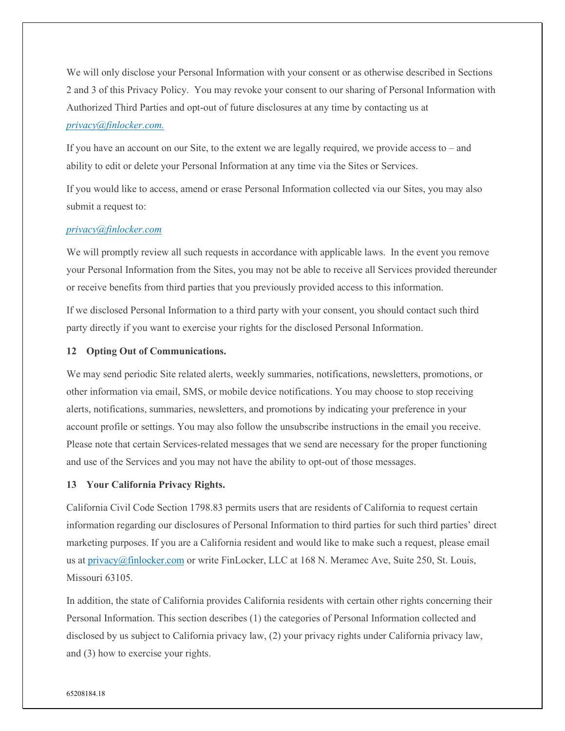We will only disclose your Personal Information with your consent or as otherwise described in Sections 2 and 3 of this Privacy Policy. You may revoke your consent to our sharing of Personal Information with Authorized Third Parties and opt-out of future disclosures at any time by contacting us at *privacy@finlocker.com.*

If you have an account on our Site, to the extent we are legally required, we provide access to – and ability to edit or delete your Personal Information at any time via the Sites or Services.

If you would like to access, amend or erase Personal Information collected via our Sites, you may also submit a request to:

*privacy@finlocker.com*

We will promptly review all such requests in accordance with applicable laws. In the event you remove your Personal Information from the Sites, you may not be able to receive all Services provided thereunder or receive benefits from third parties that you previously provided access to this information.

If we disclosed Personal Information to a third party with your consent, you should contact such third party directly if you want to exercise your rights for the disclosed Personal Information.

**12 Opting Out of Communications.**

We may send periodic Site related alerts, weekly summaries, notifications, newsletters, promotions, or other information via email, SMS, or mobile device notifications. You may choose to stop receiving alerts, notifications, summaries, newsletters, and promotions by indicating your preference in your account profile or settings. You may also follow the unsubscribe instructions in the email you receive. Please note that certain Services-related messages that we send are necessary for the proper functioning and use of the Services and you may not have the ability to opt-out of those messages.

**13 Your California Privacy Rights.**

California Civil Code Section 1798.83 permits users that are residents of California to request certain information regarding our disclosures of Personal Information to third parties for such third parties' direct marketing purposes. If you are a California resident and would like to make such a request, please email us at privacy@finlocker.com or write FinLocker, LLC at 168 N. Meramec Ave, Suite 250, St. Louis, Missouri 63105.

In addition, the state of California provides California residents with certain other rights concerning their Personal Information. This section describes (1) the categories of Personal Information collected and disclosed by us subject to California privacy law, (2) your privacy rights under California privacy law, and (3) how to exercise your rights.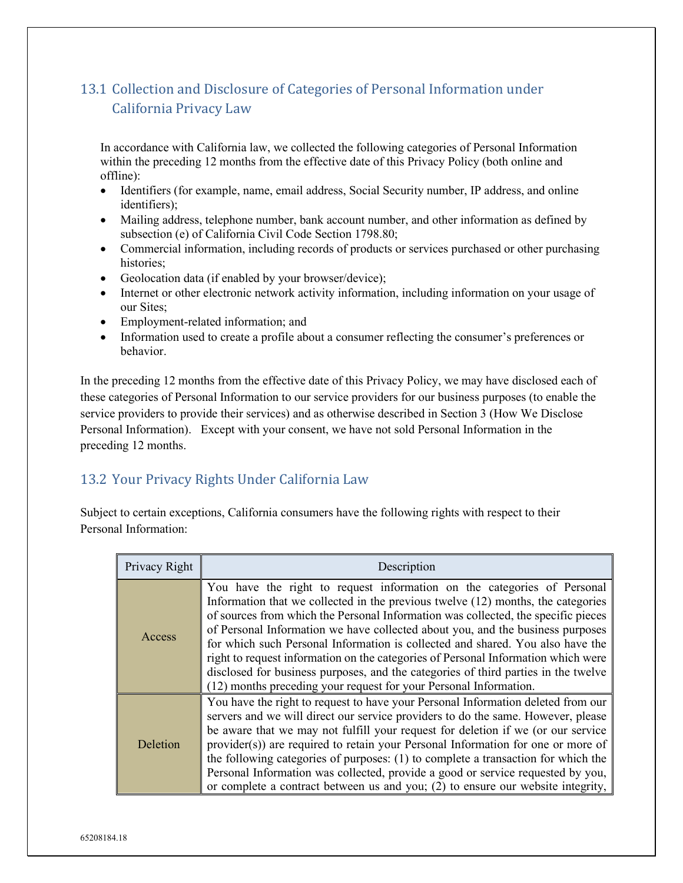## 13.1 Collection and Disclosure of Categories of Personal Information under California Privacy Law

In accordance with California law, we collected the following categories of Personal Information within the preceding 12 months from the effective date of this Privacy Policy (both online and offline):

- Identifiers (for example, name, email address, Social Security number, IP address, and online identifiers);
- Mailing address, telephone number, bank account number, and other information as defined by subsection (e) of California Civil Code Section 1798.80;
- Commercial information, including records of products or services purchased or other purchasing histories;
- Geolocation data (if enabled by your browser/device);
- Internet or other electronic network activity information, including information on your usage of our Sites;
- Employment-related information; and
- Information used to create a profile about a consumer reflecting the consumer's preferences or behavior.

In the preceding 12 months from the effective date of this Privacy Policy, we may have disclosed each of these categories of Personal Information to our service providers for our business purposes (to enable the service providers to provide their services) and as otherwise described in Section 3 (How We Disclose Personal Information). Except with your consent, we have not sold Personal Information in the preceding 12 months.

## 13.2 Your Privacy Rights Under California Law

Subject to certain exceptions, California consumers have the following rights with respect to their Personal Information:

| Privacy Right | Description |
|---|---|
| Access | You have the right to request information on the categories of Personal Information that we collected in the previous twelve (12) months, the categories of sources from which the Personal Information was collected, the specific pieces of Personal Information we have collected about you, and the business purposes for which such Personal Information is collected and shared. You also have the right to request information on the categories of Personal Information which were disclosed for business purposes, and the categories of third parties in the twelve (12) months preceding your request for your Personal Information. |
| Deletion | You have the right to request to have your Personal Information deleted from our servers and we will direct our service providers to do the same. However, please be aware that we may not fulfill your request for deletion if we (or our service provider(s)) are required to retain your Personal Information for one or more of the following categories of purposes: (1) to complete a transaction for which the Personal Information was collected, provide a good or service requested by you, or complete a contract between us and you; (2) to ensure our website integrity, |

65208184.18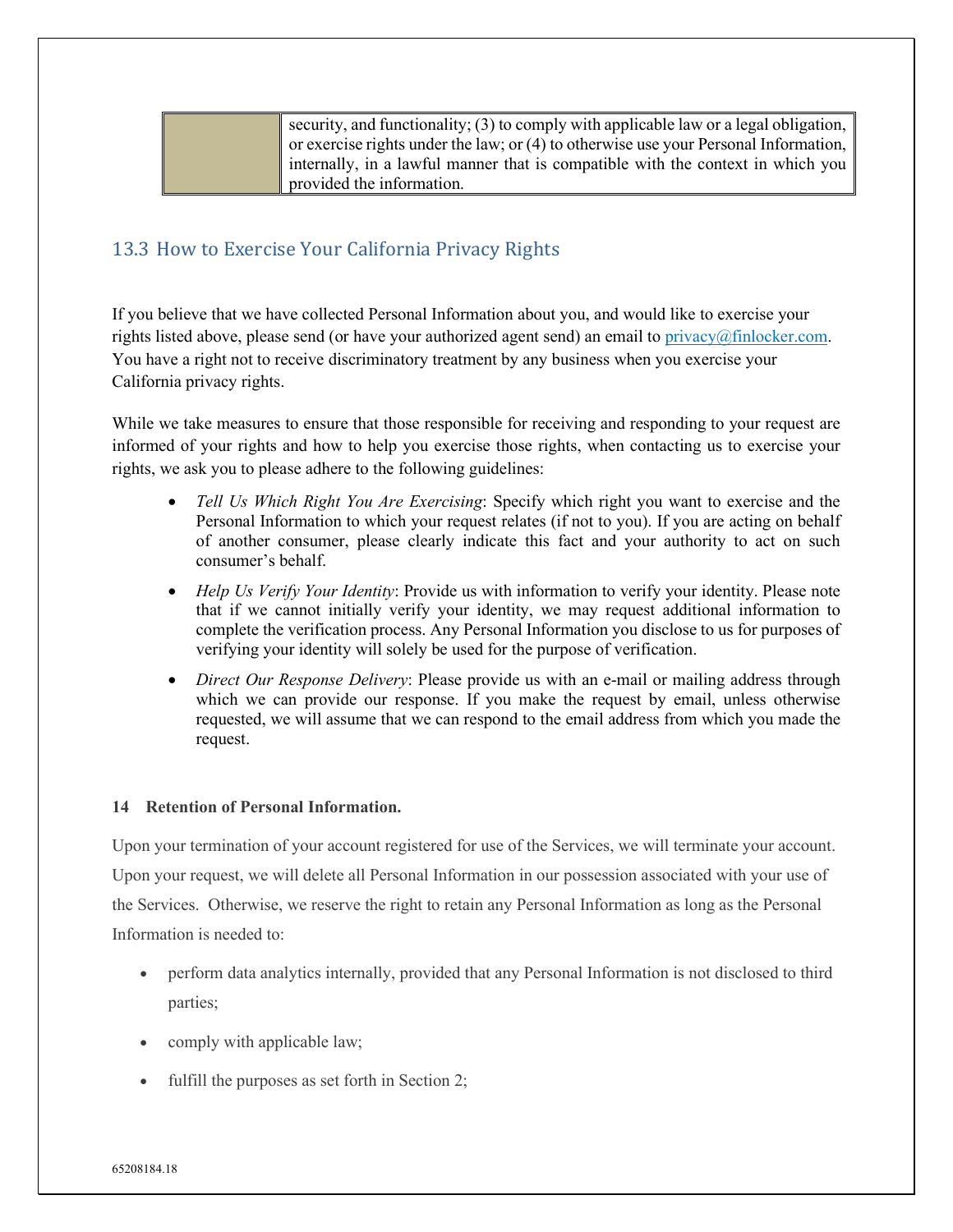| | security, and functionality; (3) to comply with applicable law or a legal obligation, or exercise rights under the law; or (4) to otherwise use your Personal Information, internally, in a lawful manner that is compatible with the context in which you provided the information. |
|---|---|

## 13.3 How to Exercise Your California Privacy Rights

If you believe that we have collected Personal Information about you, and would like to exercise your rights listed above, please send (or have your authorized agent send) an email to privacy@finlocker.com. You have a right not to receive discriminatory treatment by any business when you exercise your California privacy rights.

While we take measures to ensure that those responsible for receiving and responding to your request are informed of your rights and how to help you exercise those rights, when contacting us to exercise your rights, we ask you to please adhere to the following guidelines:

- *Tell Us Which Right You Are Exercising*: Specify which right you want to exercise and the Personal Information to which your request relates (if not to you). If you are acting on behalf of another consumer, please clearly indicate this fact and your authority to act on such consumer's behalf.
- *Help Us Verify Your Identity*: Provide us with information to verify your identity. Please note that if we cannot initially verify your identity, we may request additional information to complete the verification process. Any Personal Information you disclose to us for purposes of verifying your identity will solely be used for the purpose of verification.
- *Direct Our Response Delivery*: Please provide us with an e-mail or mailing address through which we can provide our response. If you make the request by email, unless otherwise requested, we will assume that we can respond to the email address from which you made the request.

**14 Retention of Personal Information.**

Upon your termination of your account registered for use of the Services, we will terminate your account. Upon your request, we will delete all Personal Information in our possession associated with your use of the Services. Otherwise, we reserve the right to retain any Personal Information as long as the Personal Information is needed to:

- perform data analytics internally, provided that any Personal Information is not disclosed to third parties;
- comply with applicable law;
- fulfill the purposes as set forth in Section 2;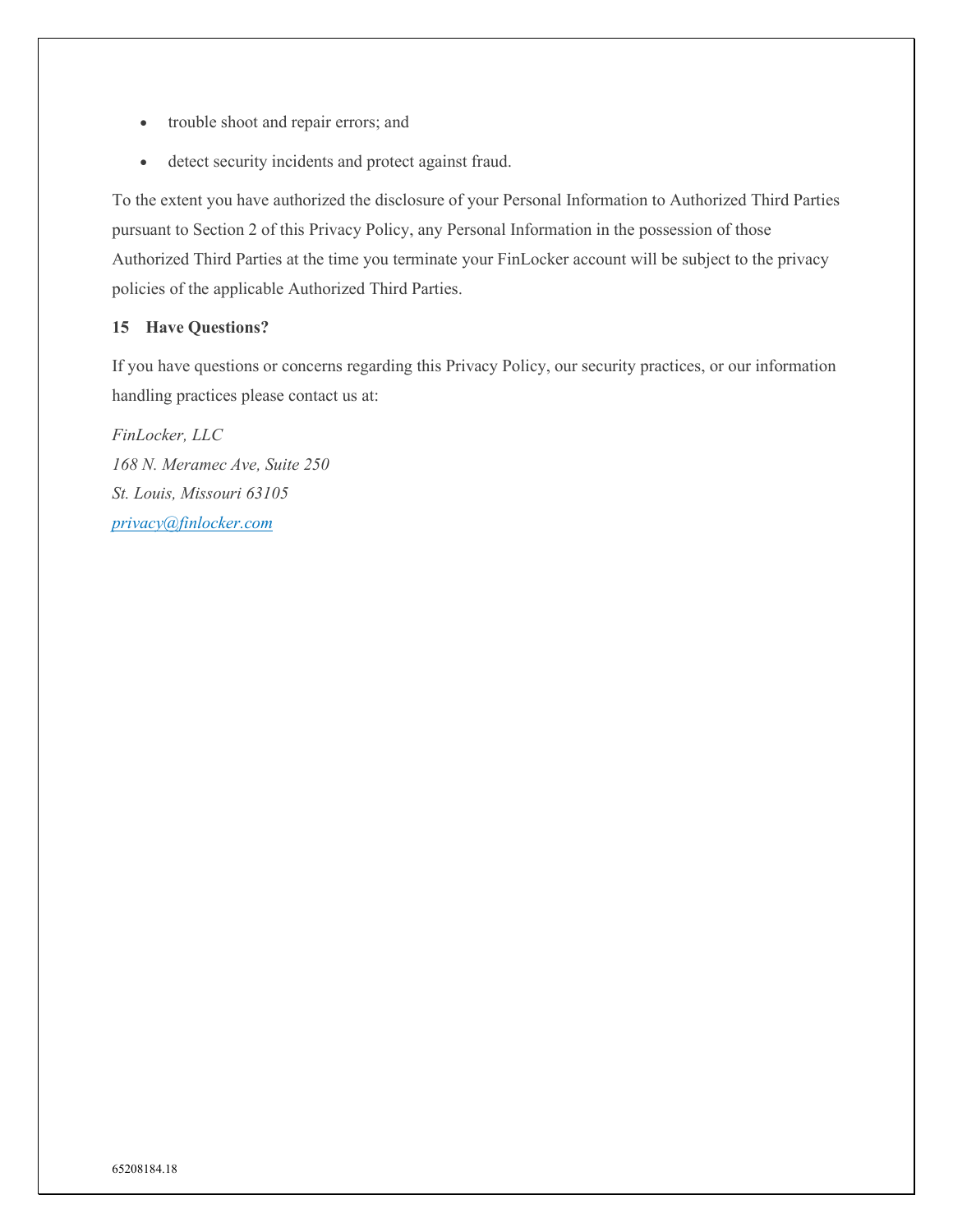- trouble shoot and repair errors; and
- detect security incidents and protect against fraud.

To the extent you have authorized the disclosure of your Personal Information to Authorized Third Parties pursuant to Section 2 of this Privacy Policy, any Personal Information in the possession of those Authorized Third Parties at the time you terminate your FinLocker account will be subject to the privacy policies of the applicable Authorized Third Parties.

## 15 Have Questions?

If you have questions or concerns regarding this Privacy Policy, our security practices, or our information handling practices please contact us at:

*FinLocker, LLC*
*168 N. Meramec Ave, Suite 250*
*St. Louis, Missouri 63105*
*privacy@finlocker.com*

65208184.18